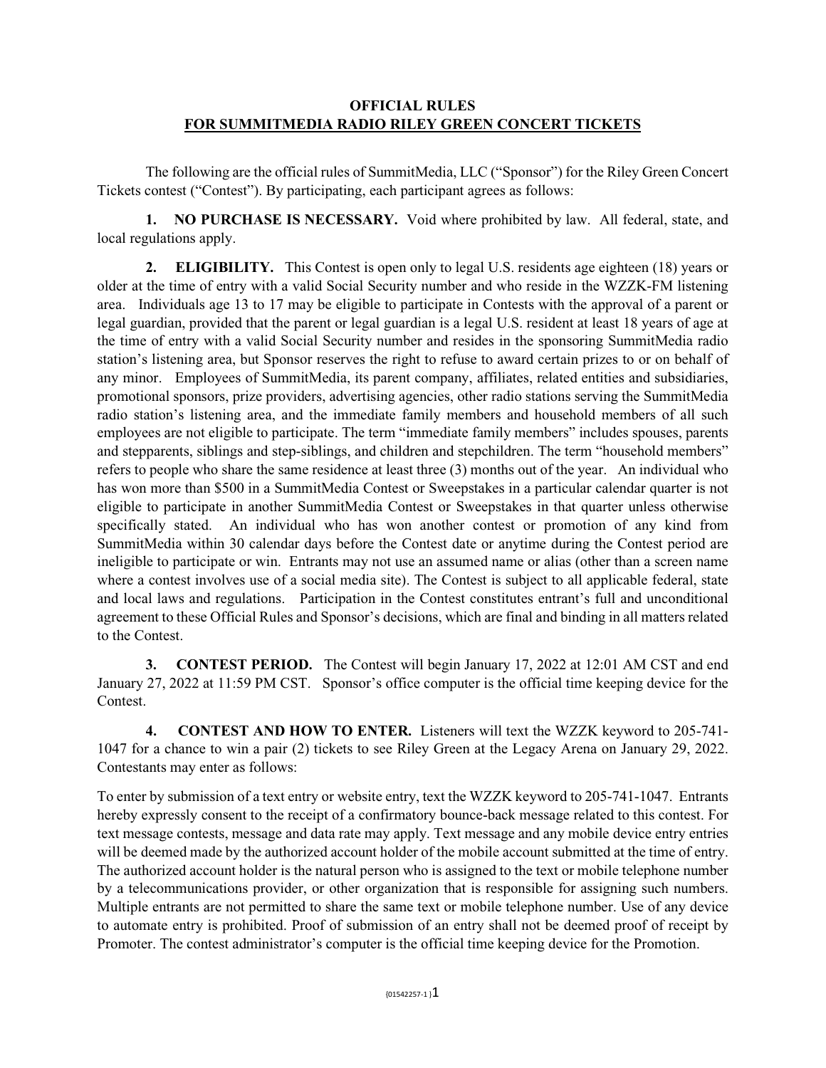# OFFICIAL RULES
## FOR SUMMITMEDIA RADIO RILEY GREEN CONCERT TICKETS

The following are the official rules of SummitMedia, LLC ("Sponsor") for the Riley Green Concert Tickets contest ("Contest"). By participating, each participant agrees as follows:

**1. NO PURCHASE IS NECESSARY.** Void where prohibited by law. All federal, state, and local regulations apply.

**2. ELIGIBILITY.** This Contest is open only to legal U.S. residents age eighteen (18) years or older at the time of entry with a valid Social Security number and who reside in the WZZK-FM listening area. Individuals age 13 to 17 may be eligible to participate in Contests with the approval of a parent or legal guardian, provided that the parent or legal guardian is a legal U.S. resident at least 18 years of age at the time of entry with a valid Social Security number and resides in the sponsoring SummitMedia radio station's listening area, but Sponsor reserves the right to refuse to award certain prizes to or on behalf of any minor. Employees of SummitMedia, its parent company, affiliates, related entities and subsidiaries, promotional sponsors, prize providers, advertising agencies, other radio stations serving the SummitMedia radio station's listening area, and the immediate family members and household members of all such employees are not eligible to participate. The term "immediate family members" includes spouses, parents and stepparents, siblings and step-siblings, and children and stepchildren. The term "household members" refers to people who share the same residence at least three (3) months out of the year. An individual who has won more than $500 in a SummitMedia Contest or Sweepstakes in a particular calendar quarter is not eligible to participate in another SummitMedia Contest or Sweepstakes in that quarter unless otherwise specifically stated. An individual who has won another contest or promotion of any kind from SummitMedia within 30 calendar days before the Contest date or anytime during the Contest period are ineligible to participate or win. Entrants may not use an assumed name or alias (other than a screen name where a contest involves use of a social media site). The Contest is subject to all applicable federal, state and local laws and regulations. Participation in the Contest constitutes entrant's full and unconditional agreement to these Official Rules and Sponsor's decisions, which are final and binding in all matters related to the Contest.

**3. CONTEST PERIOD.** The Contest will begin January 17, 2022 at 12:01 AM CST and end January 27, 2022 at 11:59 PM CST. Sponsor's office computer is the official time keeping device for the Contest.

**4. CONTEST AND HOW TO ENTER.** Listeners will text the WZZK keyword to 205-741-1047 for a chance to win a pair (2) tickets to see Riley Green at the Legacy Arena on January 29, 2022. Contestants may enter as follows:

To enter by submission of a text entry or website entry, text the WZZK keyword to 205-741-1047. Entrants hereby expressly consent to the receipt of a confirmatory bounce-back message related to this contest. For text message contests, message and data rate may apply. Text message and any mobile device entry entries will be deemed made by the authorized account holder of the mobile account submitted at the time of entry. The authorized account holder is the natural person who is assigned to the text or mobile telephone number by a telecommunications provider, or other organization that is responsible for assigning such numbers. Multiple entrants are not permitted to share the same text or mobile telephone number. Use of any device to automate entry is prohibited. Proof of submission of an entry shall not be deemed proof of receipt by Promoter. The contest administrator's computer is the official time keeping device for the Promotion.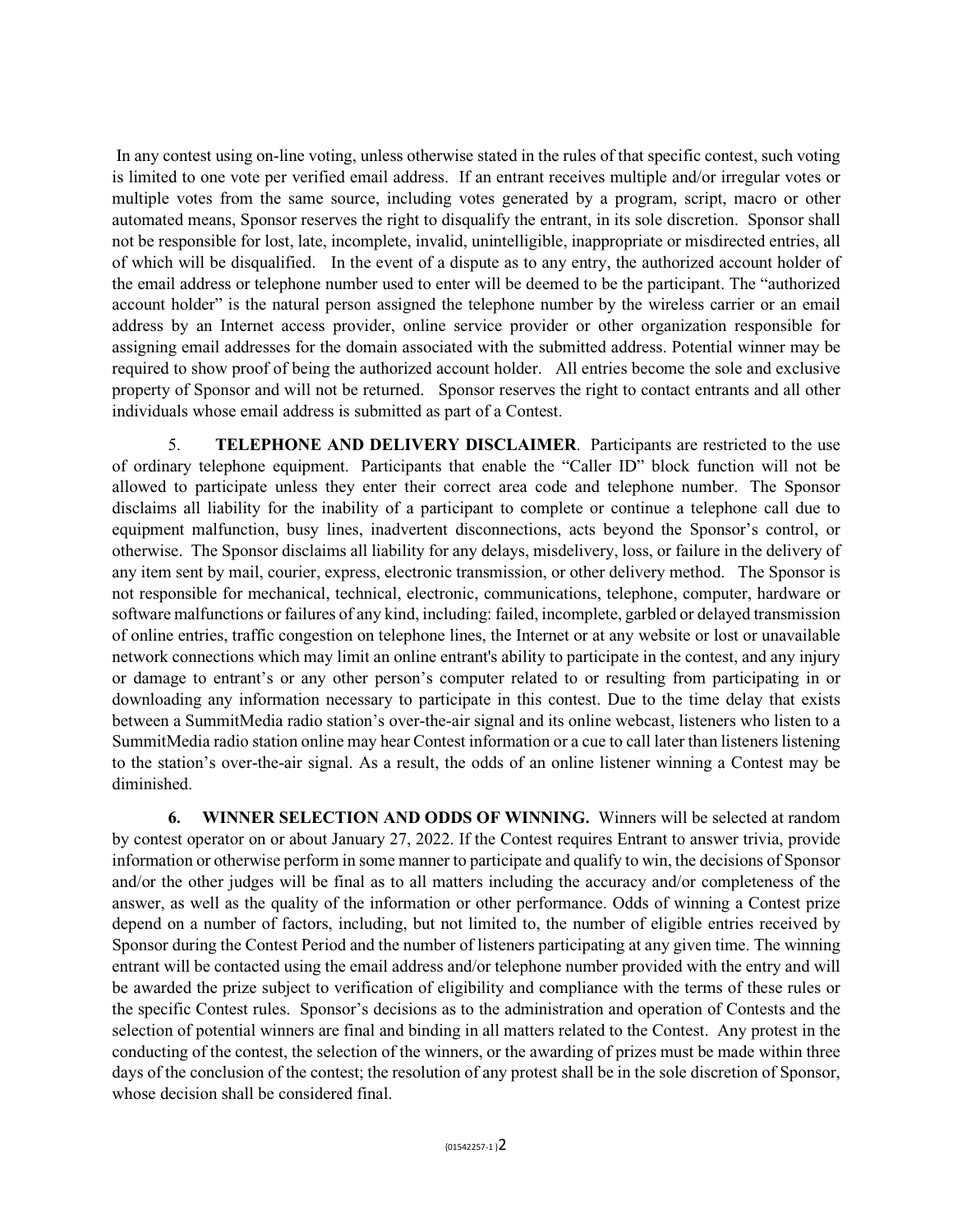In any contest using on-line voting, unless otherwise stated in the rules of that specific contest, such voting is limited to one vote per verified email address. If an entrant receives multiple and/or irregular votes or multiple votes from the same source, including votes generated by a program, script, macro or other automated means, Sponsor reserves the right to disqualify the entrant, in its sole discretion. Sponsor shall not be responsible for lost, late, incomplete, invalid, unintelligible, inappropriate or misdirected entries, all of which will be disqualified. In the event of a dispute as to any entry, the authorized account holder of the email address or telephone number used to enter will be deemed to be the participant. The "authorized account holder" is the natural person assigned the telephone number by the wireless carrier or an email address by an Internet access provider, online service provider or other organization responsible for assigning email addresses for the domain associated with the submitted address. Potential winner may be required to show proof of being the authorized account holder. All entries become the sole and exclusive property of Sponsor and will not be returned. Sponsor reserves the right to contact entrants and all other individuals whose email address is submitted as part of a Contest.

5. **TELEPHONE AND DELIVERY DISCLAIMER**. Participants are restricted to the use of ordinary telephone equipment. Participants that enable the "Caller ID" block function will not be allowed to participate unless they enter their correct area code and telephone number. The Sponsor disclaims all liability for the inability of a participant to complete or continue a telephone call due to equipment malfunction, busy lines, inadvertent disconnections, acts beyond the Sponsor's control, or otherwise. The Sponsor disclaims all liability for any delays, misdelivery, loss, or failure in the delivery of any item sent by mail, courier, express, electronic transmission, or other delivery method. The Sponsor is not responsible for mechanical, technical, electronic, communications, telephone, computer, hardware or software malfunctions or failures of any kind, including: failed, incomplete, garbled or delayed transmission of online entries, traffic congestion on telephone lines, the Internet or at any website or lost or unavailable network connections which may limit an online entrant's ability to participate in the contest, and any injury or damage to entrant's or any other person's computer related to or resulting from participating in or downloading any information necessary to participate in this contest. Due to the time delay that exists between a SummitMedia radio station's over-the-air signal and its online webcast, listeners who listen to a SummitMedia radio station online may hear Contest information or a cue to call later than listeners listening to the station's over-the-air signal. As a result, the odds of an online listener winning a Contest may be diminished.

**6. WINNER SELECTION AND ODDS OF WINNING.** Winners will be selected at random by contest operator on or about January 27, 2022. If the Contest requires Entrant to answer trivia, provide information or otherwise perform in some manner to participate and qualify to win, the decisions of Sponsor and/or the other judges will be final as to all matters including the accuracy and/or completeness of the answer, as well as the quality of the information or other performance. Odds of winning a Contest prize depend on a number of factors, including, but not limited to, the number of eligible entries received by Sponsor during the Contest Period and the number of listeners participating at any given time. The winning entrant will be contacted using the email address and/or telephone number provided with the entry and will be awarded the prize subject to verification of eligibility and compliance with the terms of these rules or the specific Contest rules. Sponsor's decisions as to the administration and operation of Contests and the selection of potential winners are final and binding in all matters related to the Contest. Any protest in the conducting of the contest, the selection of the winners, or the awarding of prizes must be made within three days of the conclusion of the contest; the resolution of any protest shall be in the sole discretion of Sponsor, whose decision shall be considered final.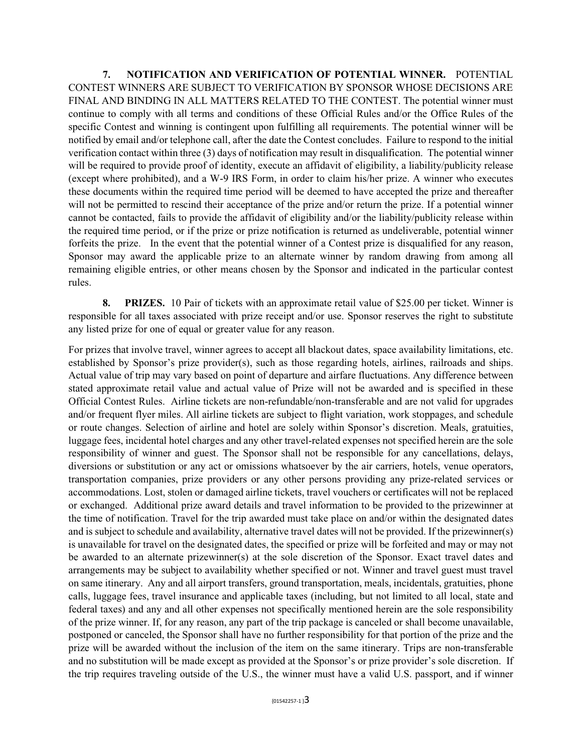**7. NOTIFICATION AND VERIFICATION OF POTENTIAL WINNER.** POTENTIAL CONTEST WINNERS ARE SUBJECT TO VERIFICATION BY SPONSOR WHOSE DECISIONS ARE FINAL AND BINDING IN ALL MATTERS RELATED TO THE CONTEST. The potential winner must continue to comply with all terms and conditions of these Official Rules and/or the Office Rules of the specific Contest and winning is contingent upon fulfilling all requirements. The potential winner will be notified by email and/or telephone call, after the date the Contest concludes. Failure to respond to the initial verification contact within three (3) days of notification may result in disqualification. The potential winner will be required to provide proof of identity, execute an affidavit of eligibility, a liability/publicity release (except where prohibited), and a W-9 IRS Form, in order to claim his/her prize. A winner who executes these documents within the required time period will be deemed to have accepted the prize and thereafter will not be permitted to rescind their acceptance of the prize and/or return the prize. If a potential winner cannot be contacted, fails to provide the affidavit of eligibility and/or the liability/publicity release within the required time period, or if the prize or prize notification is returned as undeliverable, potential winner forfeits the prize. In the event that the potential winner of a Contest prize is disqualified for any reason, Sponsor may award the applicable prize to an alternate winner by random drawing from among all remaining eligible entries, or other means chosen by the Sponsor and indicated in the particular contest rules.

**8. PRIZES.** 10 Pair of tickets with an approximate retail value of $25.00 per ticket. Winner is responsible for all taxes associated with prize receipt and/or use. Sponsor reserves the right to substitute any listed prize for one of equal or greater value for any reason.

For prizes that involve travel, winner agrees to accept all blackout dates, space availability limitations, etc. established by Sponsor's prize provider(s), such as those regarding hotels, airlines, railroads and ships. Actual value of trip may vary based on point of departure and airfare fluctuations. Any difference between stated approximate retail value and actual value of Prize will not be awarded and is specified in these Official Contest Rules. Airline tickets are non-refundable/non-transferable and are not valid for upgrades and/or frequent flyer miles. All airline tickets are subject to flight variation, work stoppages, and schedule or route changes. Selection of airline and hotel are solely within Sponsor's discretion. Meals, gratuities, luggage fees, incidental hotel charges and any other travel-related expenses not specified herein are the sole responsibility of winner and guest. The Sponsor shall not be responsible for any cancellations, delays, diversions or substitution or any act or omissions whatsoever by the air carriers, hotels, venue operators, transportation companies, prize providers or any other persons providing any prize-related services or accommodations. Lost, stolen or damaged airline tickets, travel vouchers or certificates will not be replaced or exchanged. Additional prize award details and travel information to be provided to the prizewinner at the time of notification. Travel for the trip awarded must take place on and/or within the designated dates and is subject to schedule and availability, alternative travel dates will not be provided. If the prizewinner(s) is unavailable for travel on the designated dates, the specified or prize will be forfeited and may or may not be awarded to an alternate prizewinner(s) at the sole discretion of the Sponsor. Exact travel dates and arrangements may be subject to availability whether specified or not. Winner and travel guest must travel on same itinerary. Any and all airport transfers, ground transportation, meals, incidentals, gratuities, phone calls, luggage fees, travel insurance and applicable taxes (including, but not limited to all local, state and federal taxes) and any and all other expenses not specifically mentioned herein are the sole responsibility of the prize winner. If, for any reason, any part of the trip package is canceled or shall become unavailable, postponed or canceled, the Sponsor shall have no further responsibility for that portion of the prize and the prize will be awarded without the inclusion of the item on the same itinerary. Trips are non-transferable and no substitution will be made except as provided at the Sponsor's or prize provider's sole discretion. If the trip requires traveling outside of the U.S., the winner must have a valid U.S. passport, and if winner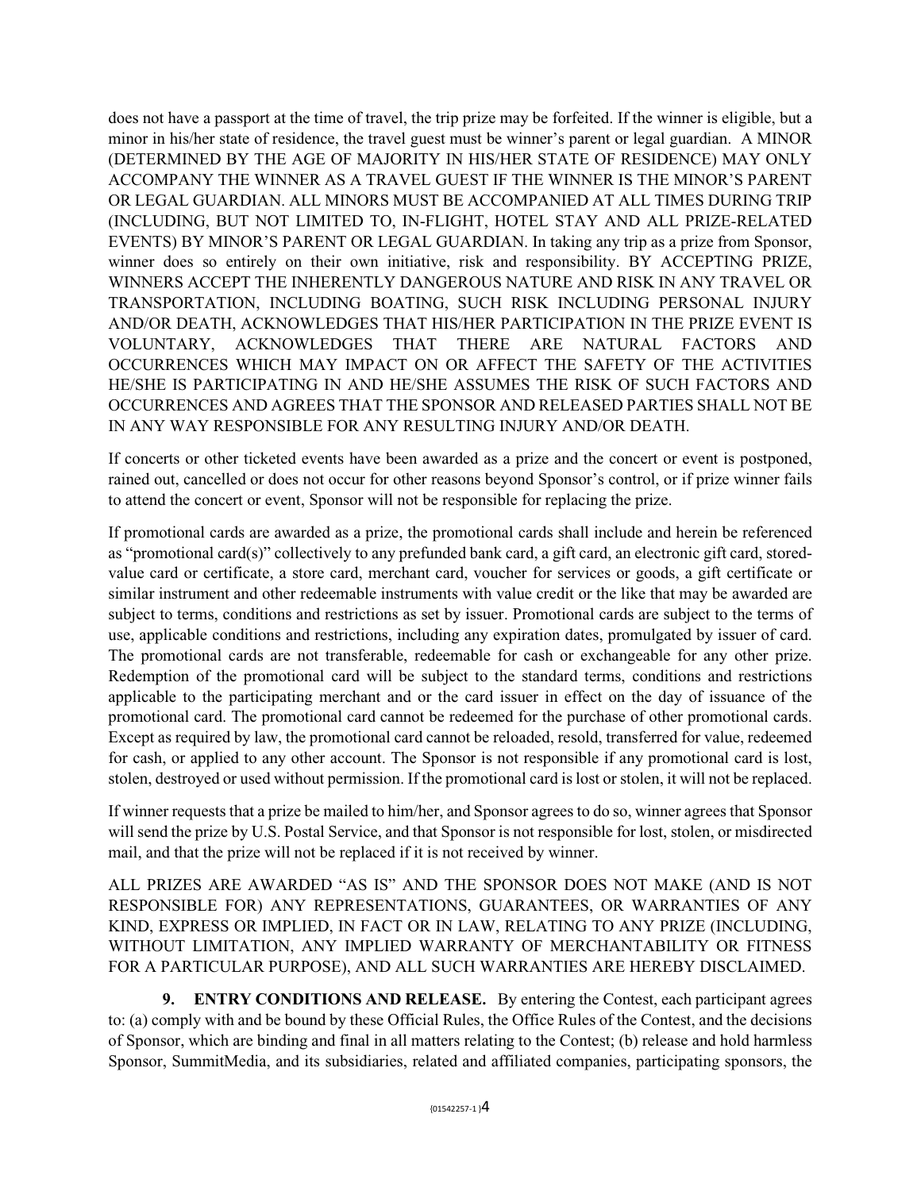does not have a passport at the time of travel, the trip prize may be forfeited. If the winner is eligible, but a minor in his/her state of residence, the travel guest must be winner's parent or legal guardian. A MINOR (DETERMINED BY THE AGE OF MAJORITY IN HIS/HER STATE OF RESIDENCE) MAY ONLY ACCOMPANY THE WINNER AS A TRAVEL GUEST IF THE WINNER IS THE MINOR'S PARENT OR LEGAL GUARDIAN. ALL MINORS MUST BE ACCOMPANIED AT ALL TIMES DURING TRIP (INCLUDING, BUT NOT LIMITED TO, IN-FLIGHT, HOTEL STAY AND ALL PRIZE-RELATED EVENTS) BY MINOR'S PARENT OR LEGAL GUARDIAN. In taking any trip as a prize from Sponsor, winner does so entirely on their own initiative, risk and responsibility. BY ACCEPTING PRIZE, WINNERS ACCEPT THE INHERENTLY DANGEROUS NATURE AND RISK IN ANY TRAVEL OR TRANSPORTATION, INCLUDING BOATING, SUCH RISK INCLUDING PERSONAL INJURY AND/OR DEATH, ACKNOWLEDGES THAT HIS/HER PARTICIPATION IN THE PRIZE EVENT IS VOLUNTARY, ACKNOWLEDGES THAT THERE ARE NATURAL FACTORS AND OCCURRENCES WHICH MAY IMPACT ON OR AFFECT THE SAFETY OF THE ACTIVITIES HE/SHE IS PARTICIPATING IN AND HE/SHE ASSUMES THE RISK OF SUCH FACTORS AND OCCURRENCES AND AGREES THAT THE SPONSOR AND RELEASED PARTIES SHALL NOT BE IN ANY WAY RESPONSIBLE FOR ANY RESULTING INJURY AND/OR DEATH.

If concerts or other ticketed events have been awarded as a prize and the concert or event is postponed, rained out, cancelled or does not occur for other reasons beyond Sponsor's control, or if prize winner fails to attend the concert or event, Sponsor will not be responsible for replacing the prize.

If promotional cards are awarded as a prize, the promotional cards shall include and herein be referenced as "promotional card(s)" collectively to any prefunded bank card, a gift card, an electronic gift card, stored-value card or certificate, a store card, merchant card, voucher for services or goods, a gift certificate or similar instrument and other redeemable instruments with value credit or the like that may be awarded are subject to terms, conditions and restrictions as set by issuer. Promotional cards are subject to the terms of use, applicable conditions and restrictions, including any expiration dates, promulgated by issuer of card. The promotional cards are not transferable, redeemable for cash or exchangeable for any other prize. Redemption of the promotional card will be subject to the standard terms, conditions and restrictions applicable to the participating merchant and or the card issuer in effect on the day of issuance of the promotional card. The promotional card cannot be redeemed for the purchase of other promotional cards. Except as required by law, the promotional card cannot be reloaded, resold, transferred for value, redeemed for cash, or applied to any other account. The Sponsor is not responsible if any promotional card is lost, stolen, destroyed or used without permission. If the promotional card is lost or stolen, it will not be replaced.

If winner requests that a prize be mailed to him/her, and Sponsor agrees to do so, winner agrees that Sponsor will send the prize by U.S. Postal Service, and that Sponsor is not responsible for lost, stolen, or misdirected mail, and that the prize will not be replaced if it is not received by winner.

ALL PRIZES ARE AWARDED "AS IS" AND THE SPONSOR DOES NOT MAKE (AND IS NOT RESPONSIBLE FOR) ANY REPRESENTATIONS, GUARANTEES, OR WARRANTIES OF ANY KIND, EXPRESS OR IMPLIED, IN FACT OR IN LAW, RELATING TO ANY PRIZE (INCLUDING, WITHOUT LIMITATION, ANY IMPLIED WARRANTY OF MERCHANTABILITY OR FITNESS FOR A PARTICULAR PURPOSE), AND ALL SUCH WARRANTIES ARE HEREBY DISCLAIMED.

**9. ENTRY CONDITIONS AND RELEASE.** By entering the Contest, each participant agrees to: (a) comply with and be bound by these Official Rules, the Office Rules of the Contest, and the decisions of Sponsor, which are binding and final in all matters relating to the Contest; (b) release and hold harmless Sponsor, SummitMedia, and its subsidiaries, related and affiliated companies, participating sponsors, the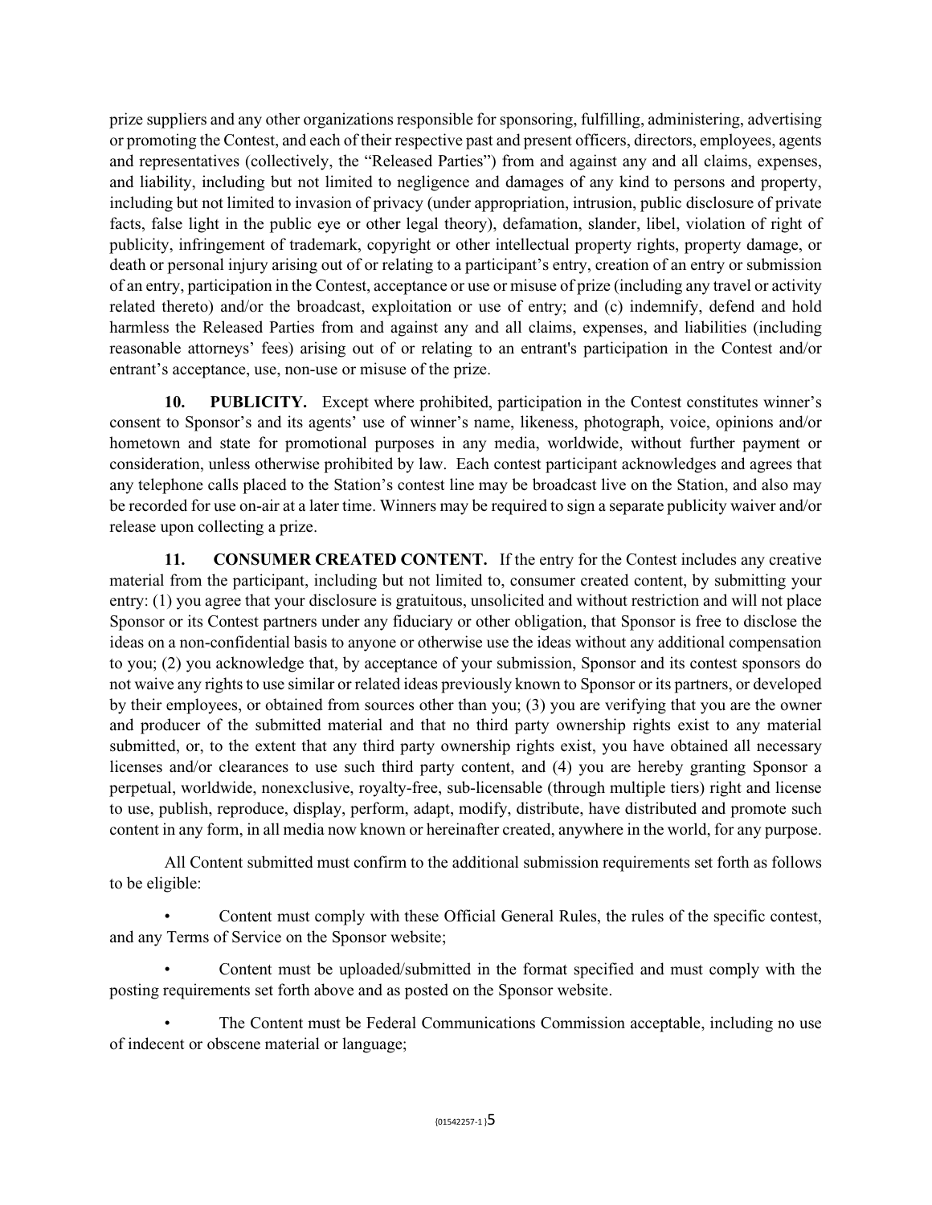prize suppliers and any other organizations responsible for sponsoring, fulfilling, administering, advertising or promoting the Contest, and each of their respective past and present officers, directors, employees, agents and representatives (collectively, the "Released Parties") from and against any and all claims, expenses, and liability, including but not limited to negligence and damages of any kind to persons and property, including but not limited to invasion of privacy (under appropriation, intrusion, public disclosure of private facts, false light in the public eye or other legal theory), defamation, slander, libel, violation of right of publicity, infringement of trademark, copyright or other intellectual property rights, property damage, or death or personal injury arising out of or relating to a participant's entry, creation of an entry or submission of an entry, participation in the Contest, acceptance or use or misuse of prize (including any travel or activity related thereto) and/or the broadcast, exploitation or use of entry; and (c) indemnify, defend and hold harmless the Released Parties from and against any and all claims, expenses, and liabilities (including reasonable attorneys' fees) arising out of or relating to an entrant's participation in the Contest and/or entrant's acceptance, use, non-use or misuse of the prize.

**10. PUBLICITY.** Except where prohibited, participation in the Contest constitutes winner's consent to Sponsor's and its agents' use of winner's name, likeness, photograph, voice, opinions and/or hometown and state for promotional purposes in any media, worldwide, without further payment or consideration, unless otherwise prohibited by law. Each contest participant acknowledges and agrees that any telephone calls placed to the Station's contest line may be broadcast live on the Station, and also may be recorded for use on-air at a later time. Winners may be required to sign a separate publicity waiver and/or release upon collecting a prize.

**11. CONSUMER CREATED CONTENT.** If the entry for the Contest includes any creative material from the participant, including but not limited to, consumer created content, by submitting your entry: (1) you agree that your disclosure is gratuitous, unsolicited and without restriction and will not place Sponsor or its Contest partners under any fiduciary or other obligation, that Sponsor is free to disclose the ideas on a non-confidential basis to anyone or otherwise use the ideas without any additional compensation to you; (2) you acknowledge that, by acceptance of your submission, Sponsor and its contest sponsors do not waive any rights to use similar or related ideas previously known to Sponsor or its partners, or developed by their employees, or obtained from sources other than you; (3) you are verifying that you are the owner and producer of the submitted material and that no third party ownership rights exist to any material submitted, or, to the extent that any third party ownership rights exist, you have obtained all necessary licenses and/or clearances to use such third party content, and (4) you are hereby granting Sponsor a perpetual, worldwide, nonexclusive, royalty-free, sub-licensable (through multiple tiers) right and license to use, publish, reproduce, display, perform, adapt, modify, distribute, have distributed and promote such content in any form, in all media now known or hereinafter created, anywhere in the world, for any purpose.

All Content submitted must confirm to the additional submission requirements set forth as follows to be eligible:

- Content must comply with these Official General Rules, the rules of the specific contest, and any Terms of Service on the Sponsor website;
- Content must be uploaded/submitted in the format specified and must comply with the posting requirements set forth above and as posted on the Sponsor website.
- The Content must be Federal Communications Commission acceptable, including no use of indecent or obscene material or language;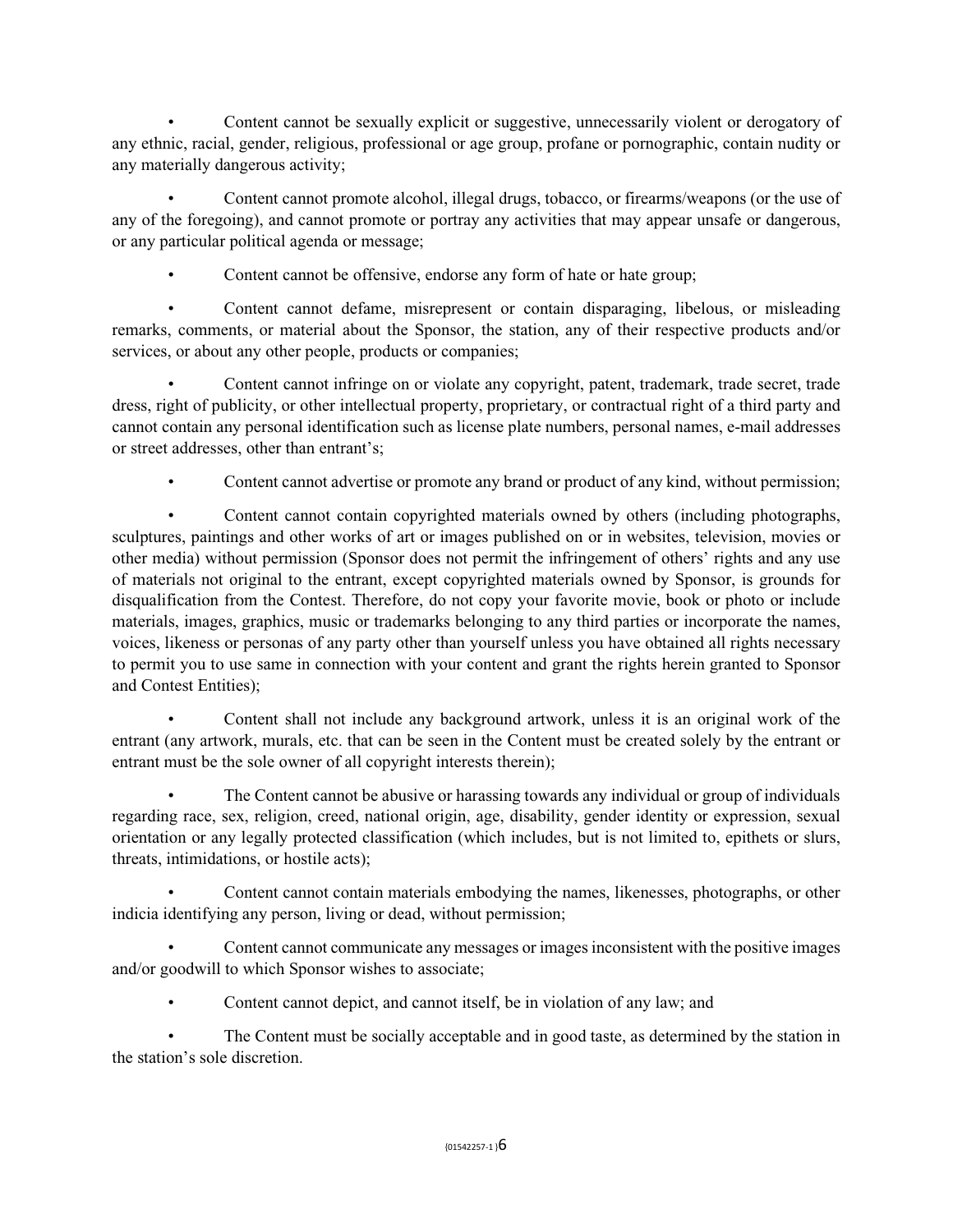- Content cannot be sexually explicit or suggestive, unnecessarily violent or derogatory of any ethnic, racial, gender, religious, professional or age group, profane or pornographic, contain nudity or any materially dangerous activity;

- Content cannot promote alcohol, illegal drugs, tobacco, or firearms/weapons (or the use of any of the foregoing), and cannot promote or portray any activities that may appear unsafe or dangerous, or any particular political agenda or message;

- Content cannot be offensive, endorse any form of hate or hate group;

- Content cannot defame, misrepresent or contain disparaging, libelous, or misleading remarks, comments, or material about the Sponsor, the station, any of their respective products and/or services, or about any other people, products or companies;

- Content cannot infringe on or violate any copyright, patent, trademark, trade secret, trade dress, right of publicity, or other intellectual property, proprietary, or contractual right of a third party and cannot contain any personal identification such as license plate numbers, personal names, e-mail addresses or street addresses, other than entrant's;

- Content cannot advertise or promote any brand or product of any kind, without permission;

- Content cannot contain copyrighted materials owned by others (including photographs, sculptures, paintings and other works of art or images published on or in websites, television, movies or other media) without permission (Sponsor does not permit the infringement of others' rights and any use of materials not original to the entrant, except copyrighted materials owned by Sponsor, is grounds for disqualification from the Contest. Therefore, do not copy your favorite movie, book or photo or include materials, images, graphics, music or trademarks belonging to any third parties or incorporate the names, voices, likeness or personas of any party other than yourself unless you have obtained all rights necessary to permit you to use same in connection with your content and grant the rights herein granted to Sponsor and Contest Entities);

- Content shall not include any background artwork, unless it is an original work of the entrant (any artwork, murals, etc. that can be seen in the Content must be created solely by the entrant or entrant must be the sole owner of all copyright interests therein);

- The Content cannot be abusive or harassing towards any individual or group of individuals regarding race, sex, religion, creed, national origin, age, disability, gender identity or expression, sexual orientation or any legally protected classification (which includes, but is not limited to, epithets or slurs, threats, intimidations, or hostile acts);

- Content cannot contain materials embodying the names, likenesses, photographs, or other indicia identifying any person, living or dead, without permission;

- Content cannot communicate any messages or images inconsistent with the positive images and/or goodwill to which Sponsor wishes to associate;

- Content cannot depict, and cannot itself, be in violation of any law; and

- The Content must be socially acceptable and in good taste, as determined by the station in the station's sole discretion.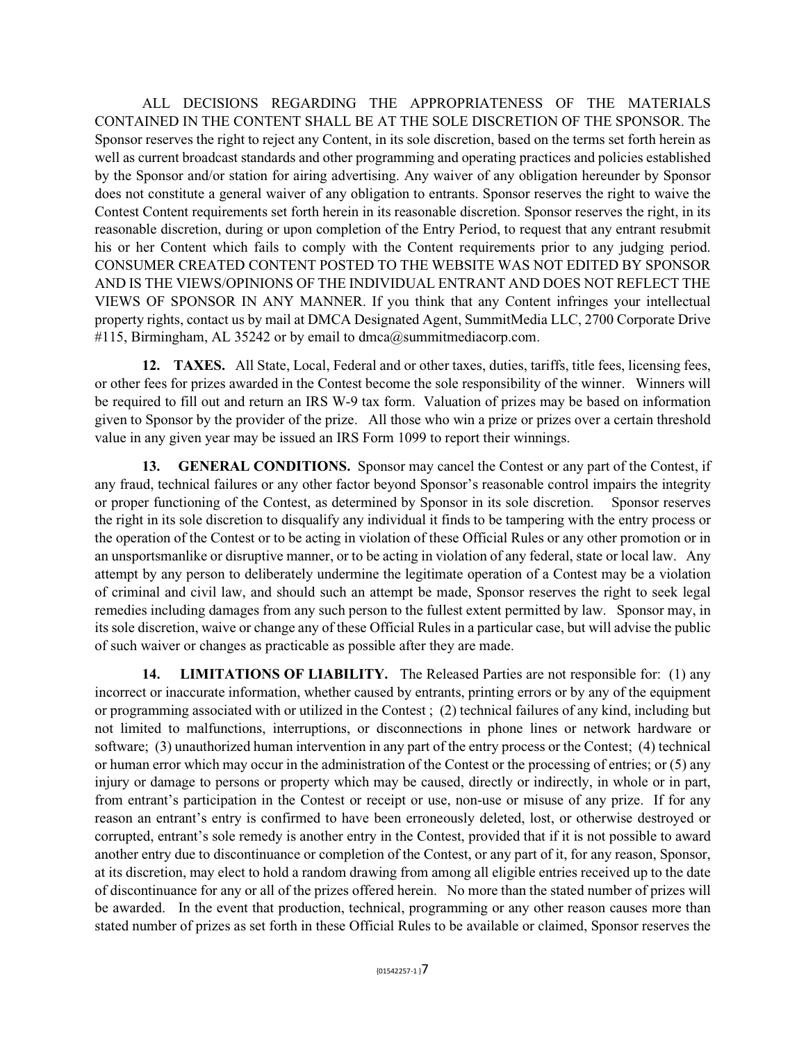ALL DECISIONS REGARDING THE APPROPRIATENESS OF THE MATERIALS CONTAINED IN THE CONTENT SHALL BE AT THE SOLE DISCRETION OF THE SPONSOR. The Sponsor reserves the right to reject any Content, in its sole discretion, based on the terms set forth herein as well as current broadcast standards and other programming and operating practices and policies established by the Sponsor and/or station for airing advertising. Any waiver of any obligation hereunder by Sponsor does not constitute a general waiver of any obligation to entrants. Sponsor reserves the right to waive the Contest Content requirements set forth herein in its reasonable discretion. Sponsor reserves the right, in its reasonable discretion, during or upon completion of the Entry Period, to request that any entrant resubmit his or her Content which fails to comply with the Content requirements prior to any judging period. CONSUMER CREATED CONTENT POSTED TO THE WEBSITE WAS NOT EDITED BY SPONSOR AND IS THE VIEWS/OPINIONS OF THE INDIVIDUAL ENTRANT AND DOES NOT REFLECT THE VIEWS OF SPONSOR IN ANY MANNER. If you think that any Content infringes your intellectual property rights, contact us by mail at DMCA Designated Agent, SummitMedia LLC, 2700 Corporate Drive #115, Birmingham, AL 35242 or by email to dmca@summitmediacorp.com.

**12. TAXES.** All State, Local, Federal and or other taxes, duties, tariffs, title fees, licensing fees, or other fees for prizes awarded in the Contest become the sole responsibility of the winner. Winners will be required to fill out and return an IRS W-9 tax form. Valuation of prizes may be based on information given to Sponsor by the provider of the prize. All those who win a prize or prizes over a certain threshold value in any given year may be issued an IRS Form 1099 to report their winnings.

**13. GENERAL CONDITIONS.** Sponsor may cancel the Contest or any part of the Contest, if any fraud, technical failures or any other factor beyond Sponsor's reasonable control impairs the integrity or proper functioning of the Contest, as determined by Sponsor in its sole discretion. Sponsor reserves the right in its sole discretion to disqualify any individual it finds to be tampering with the entry process or the operation of the Contest or to be acting in violation of these Official Rules or any other promotion or in an unsportsmanlike or disruptive manner, or to be acting in violation of any federal, state or local law. Any attempt by any person to deliberately undermine the legitimate operation of a Contest may be a violation of criminal and civil law, and should such an attempt be made, Sponsor reserves the right to seek legal remedies including damages from any such person to the fullest extent permitted by law. Sponsor may, in its sole discretion, waive or change any of these Official Rules in a particular case, but will advise the public of such waiver or changes as practicable as possible after they are made.

**14. LIMITATIONS OF LIABILITY.** The Released Parties are not responsible for: (1) any incorrect or inaccurate information, whether caused by entrants, printing errors or by any of the equipment or programming associated with or utilized in the Contest ; (2) technical failures of any kind, including but not limited to malfunctions, interruptions, or disconnections in phone lines or network hardware or software; (3) unauthorized human intervention in any part of the entry process or the Contest; (4) technical or human error which may occur in the administration of the Contest or the processing of entries; or (5) any injury or damage to persons or property which may be caused, directly or indirectly, in whole or in part, from entrant's participation in the Contest or receipt or use, non-use or misuse of any prize. If for any reason an entrant's entry is confirmed to have been erroneously deleted, lost, or otherwise destroyed or corrupted, entrant's sole remedy is another entry in the Contest, provided that if it is not possible to award another entry due to discontinuance or completion of the Contest, or any part of it, for any reason, Sponsor, at its discretion, may elect to hold a random drawing from among all eligible entries received up to the date of discontinuance for any or all of the prizes offered herein. No more than the stated number of prizes will be awarded. In the event that production, technical, programming or any other reason causes more than stated number of prizes as set forth in these Official Rules to be available or claimed, Sponsor reserves the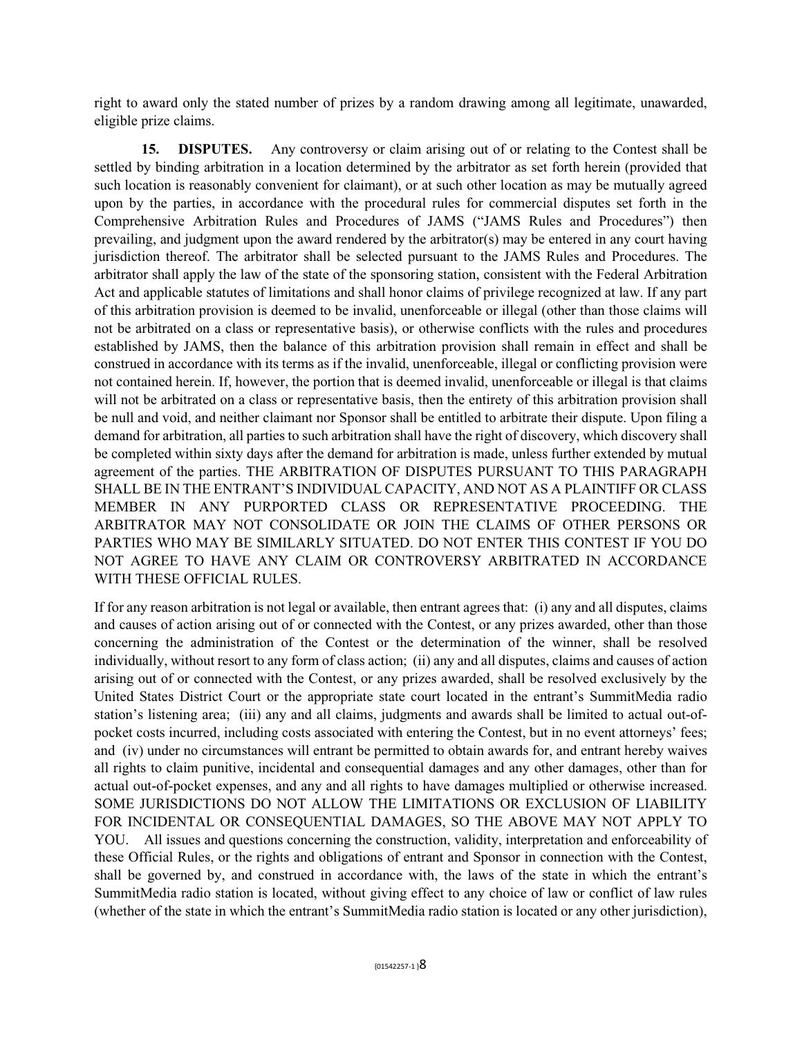right to award only the stated number of prizes by a random drawing among all legitimate, unawarded, eligible prize claims.

**15. DISPUTES.** Any controversy or claim arising out of or relating to the Contest shall be settled by binding arbitration in a location determined by the arbitrator as set forth herein (provided that such location is reasonably convenient for claimant), or at such other location as may be mutually agreed upon by the parties, in accordance with the procedural rules for commercial disputes set forth in the Comprehensive Arbitration Rules and Procedures of JAMS ("JAMS Rules and Procedures") then prevailing, and judgment upon the award rendered by the arbitrator(s) may be entered in any court having jurisdiction thereof. The arbitrator shall be selected pursuant to the JAMS Rules and Procedures. The arbitrator shall apply the law of the state of the sponsoring station, consistent with the Federal Arbitration Act and applicable statutes of limitations and shall honor claims of privilege recognized at law. If any part of this arbitration provision is deemed to be invalid, unenforceable or illegal (other than those claims will not be arbitrated on a class or representative basis), or otherwise conflicts with the rules and procedures established by JAMS, then the balance of this arbitration provision shall remain in effect and shall be construed in accordance with its terms as if the invalid, unenforceable, illegal or conflicting provision were not contained herein. If, however, the portion that is deemed invalid, unenforceable or illegal is that claims will not be arbitrated on a class or representative basis, then the entirety of this arbitration provision shall be null and void, and neither claimant nor Sponsor shall be entitled to arbitrate their dispute. Upon filing a demand for arbitration, all parties to such arbitration shall have the right of discovery, which discovery shall be completed within sixty days after the demand for arbitration is made, unless further extended by mutual agreement of the parties. THE ARBITRATION OF DISPUTES PURSUANT TO THIS PARAGRAPH SHALL BE IN THE ENTRANT'S INDIVIDUAL CAPACITY, AND NOT AS A PLAINTIFF OR CLASS MEMBER IN ANY PURPORTED CLASS OR REPRESENTATIVE PROCEEDING. THE ARBITRATOR MAY NOT CONSOLIDATE OR JOIN THE CLAIMS OF OTHER PERSONS OR PARTIES WHO MAY BE SIMILARLY SITUATED. DO NOT ENTER THIS CONTEST IF YOU DO NOT AGREE TO HAVE ANY CLAIM OR CONTROVERSY ARBITRATED IN ACCORDANCE WITH THESE OFFICIAL RULES.

If for any reason arbitration is not legal or available, then entrant agrees that: (i) any and all disputes, claims and causes of action arising out of or connected with the Contest, or any prizes awarded, other than those concerning the administration of the Contest or the determination of the winner, shall be resolved individually, without resort to any form of class action; (ii) any and all disputes, claims and causes of action arising out of or connected with the Contest, or any prizes awarded, shall be resolved exclusively by the United States District Court or the appropriate state court located in the entrant's SummitMedia radio station's listening area; (iii) any and all claims, judgments and awards shall be limited to actual out-of-pocket costs incurred, including costs associated with entering the Contest, but in no event attorneys' fees; and (iv) under no circumstances will entrant be permitted to obtain awards for, and entrant hereby waives all rights to claim punitive, incidental and consequential damages and any other damages, other than for actual out-of-pocket expenses, and any and all rights to have damages multiplied or otherwise increased. SOME JURISDICTIONS DO NOT ALLOW THE LIMITATIONS OR EXCLUSION OF LIABILITY FOR INCIDENTAL OR CONSEQUENTIAL DAMAGES, SO THE ABOVE MAY NOT APPLY TO YOU. All issues and questions concerning the construction, validity, interpretation and enforceability of these Official Rules, or the rights and obligations of entrant and Sponsor in connection with the Contest, shall be governed by, and construed in accordance with, the laws of the state in which the entrant's SummitMedia radio station is located, without giving effect to any choice of law or conflict of law rules (whether of the state in which the entrant's SummitMedia radio station is located or any other jurisdiction),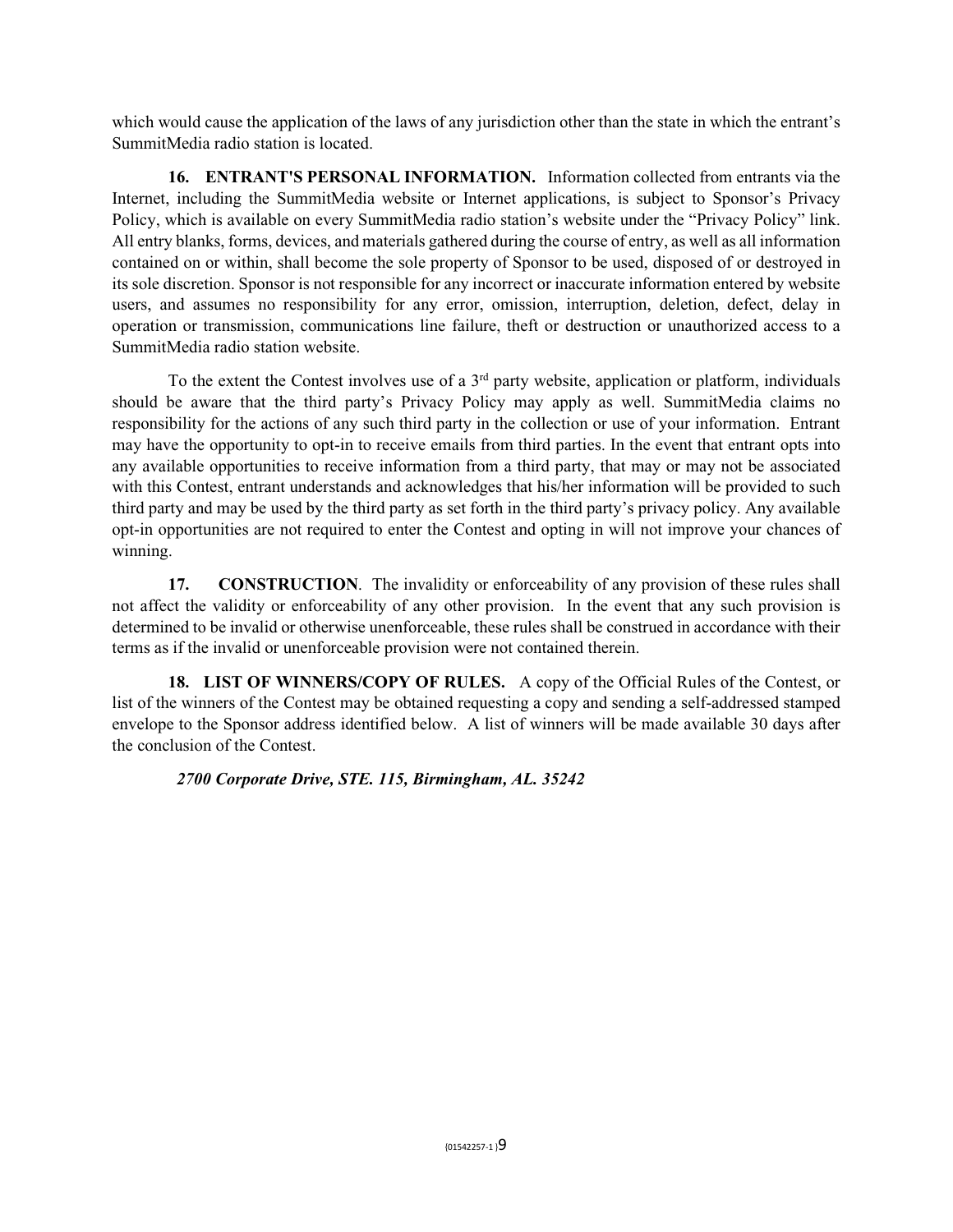which would cause the application of the laws of any jurisdiction other than the state in which the entrant's SummitMedia radio station is located.

**16. ENTRANT'S PERSONAL INFORMATION.** Information collected from entrants via the Internet, including the SummitMedia website or Internet applications, is subject to Sponsor's Privacy Policy, which is available on every SummitMedia radio station's website under the "Privacy Policy" link. All entry blanks, forms, devices, and materials gathered during the course of entry, as well as all information contained on or within, shall become the sole property of Sponsor to be used, disposed of or destroyed in its sole discretion. Sponsor is not responsible for any incorrect or inaccurate information entered by website users, and assumes no responsibility for any error, omission, interruption, deletion, defect, delay in operation or transmission, communications line failure, theft or destruction or unauthorized access to a SummitMedia radio station website.

To the extent the Contest involves use of a 3rd party website, application or platform, individuals should be aware that the third party's Privacy Policy may apply as well. SummitMedia claims no responsibility for the actions of any such third party in the collection or use of your information. Entrant may have the opportunity to opt-in to receive emails from third parties. In the event that entrant opts into any available opportunities to receive information from a third party, that may or may not be associated with this Contest, entrant understands and acknowledges that his/her information will be provided to such third party and may be used by the third party as set forth in the third party's privacy policy. Any available opt-in opportunities are not required to enter the Contest and opting in will not improve your chances of winning.

**17. CONSTRUCTION**. The invalidity or enforceability of any provision of these rules shall not affect the validity or enforceability of any other provision. In the event that any such provision is determined to be invalid or otherwise unenforceable, these rules shall be construed in accordance with their terms as if the invalid or unenforceable provision were not contained therein.

**18. LIST OF WINNERS/COPY OF RULES.** A copy of the Official Rules of the Contest, or list of the winners of the Contest may be obtained requesting a copy and sending a self-addressed stamped envelope to the Sponsor address identified below. A list of winners will be made available 30 days after the conclusion of the Contest.

***2700 Corporate Drive, STE. 115, Birmingham, AL. 35242***